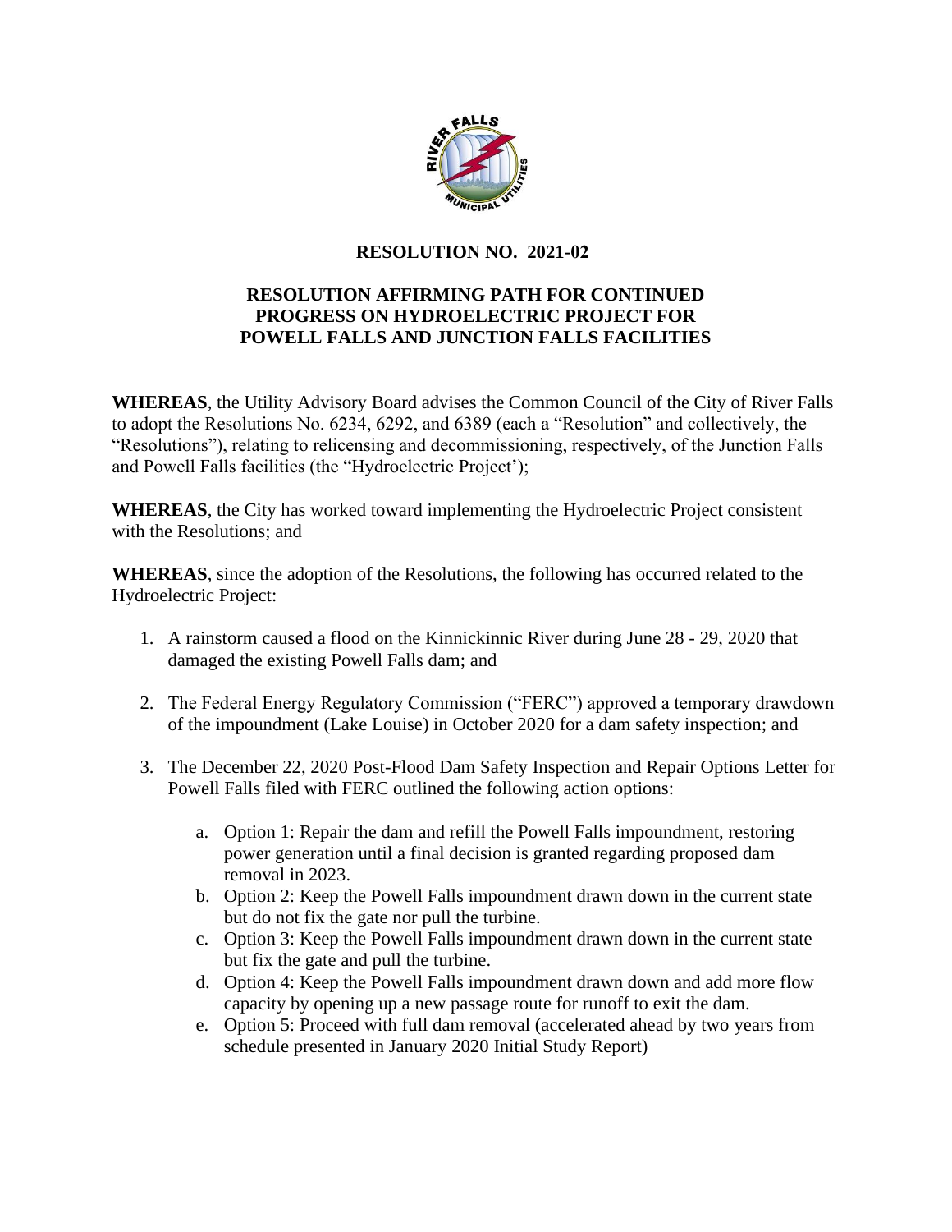# RESOLUTION NO. 2021-02

## RESOLUTION AFFIRMING PATH FOR CONTINUED PROGRESS ON HYDROELECTRIC PROJECT FOR POWELL FALLS AND JUNCTION FALLS FACILITIES

**WHEREAS**, the Utility Advisory Board advises the Common Council of the City of River Falls to adopt the Resolutions No. 6234, 6292, and 6389 (each a "Resolution" and collectively, the "Resolutions"), relating to relicensing and decommissioning, respectively, of the Junction Falls and Powell Falls facilities (the "Hydroelectric Project');

**WHEREAS**, the City has worked toward implementing the Hydroelectric Project consistent with the Resolutions; and

**WHEREAS**, since the adoption of the Resolutions, the following has occurred related to the Hydroelectric Project:

1. A rainstorm caused a flood on the Kinnickinnic River during June 28 - 29, 2020 that damaged the existing Powell Falls dam; and
2. The Federal Energy Regulatory Commission ("FERC") approved a temporary drawdown of the impoundment (Lake Louise) in October 2020 for a dam safety inspection; and
3. The December 22, 2020 Post-Flood Dam Safety Inspection and Repair Options Letter for Powell Falls filed with FERC outlined the following action options:
    a. Option 1: Repair the dam and refill the Powell Falls impoundment, restoring power generation until a final decision is granted regarding proposed dam removal in 2023.
    b. Option 2: Keep the Powell Falls impoundment drawn down in the current state but do not fix the gate nor pull the turbine.
    c. Option 3: Keep the Powell Falls impoundment drawn down in the current state but fix the gate and pull the turbine.
    d. Option 4: Keep the Powell Falls impoundment drawn down and add more flow capacity by opening up a new passage route for runoff to exit the dam.
    e. Option 5: Proceed with full dam removal (accelerated ahead by two years from schedule presented in January 2020 Initial Study Report)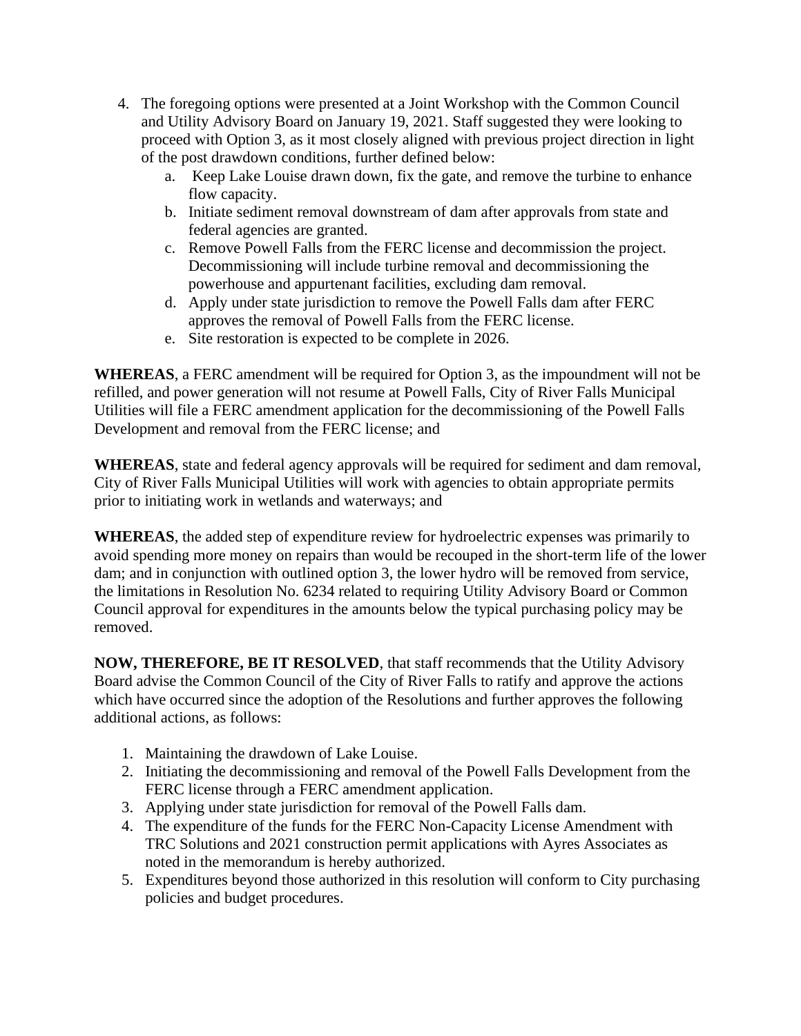4. The foregoing options were presented at a Joint Workshop with the Common Council and Utility Advisory Board on January 19, 2021. Staff suggested they were looking to proceed with Option 3, as it most closely aligned with previous project direction in light of the post drawdown conditions, further defined below:
    a. Keep Lake Louise drawn down, fix the gate, and remove the turbine to enhance flow capacity.
    b. Initiate sediment removal downstream of dam after approvals from state and federal agencies are granted.
    c. Remove Powell Falls from the FERC license and decommission the project. Decommissioning will include turbine removal and decommissioning the powerhouse and appurtenant facilities, excluding dam removal.
    d. Apply under state jurisdiction to remove the Powell Falls dam after FERC approves the removal of Powell Falls from the FERC license.
    e. Site restoration is expected to be complete in 2026.

**WHEREAS**, a FERC amendment will be required for Option 3, as the impoundment will not be refilled, and power generation will not resume at Powell Falls, City of River Falls Municipal Utilities will file a FERC amendment application for the decommissioning of the Powell Falls Development and removal from the FERC license; and

**WHEREAS**, state and federal agency approvals will be required for sediment and dam removal, City of River Falls Municipal Utilities will work with agencies to obtain appropriate permits prior to initiating work in wetlands and waterways; and

**WHEREAS**, the added step of expenditure review for hydroelectric expenses was primarily to avoid spending more money on repairs than would be recouped in the short-term life of the lower dam; and in conjunction with outlined option 3, the lower hydro will be removed from service, the limitations in Resolution No. 6234 related to requiring Utility Advisory Board or Common Council approval for expenditures in the amounts below the typical purchasing policy may be removed.

**NOW, THEREFORE, BE IT RESOLVED**, that staff recommends that the Utility Advisory Board advise the Common Council of the City of River Falls to ratify and approve the actions which have occurred since the adoption of the Resolutions and further approves the following additional actions, as follows:

1. Maintaining the drawdown of Lake Louise.
2. Initiating the decommissioning and removal of the Powell Falls Development from the FERC license through a FERC amendment application.
3. Applying under state jurisdiction for removal of the Powell Falls dam.
4. The expenditure of the funds for the FERC Non-Capacity License Amendment with TRC Solutions and 2021 construction permit applications with Ayres Associates as noted in the memorandum is hereby authorized.
5. Expenditures beyond those authorized in this resolution will conform to City purchasing policies and budget procedures.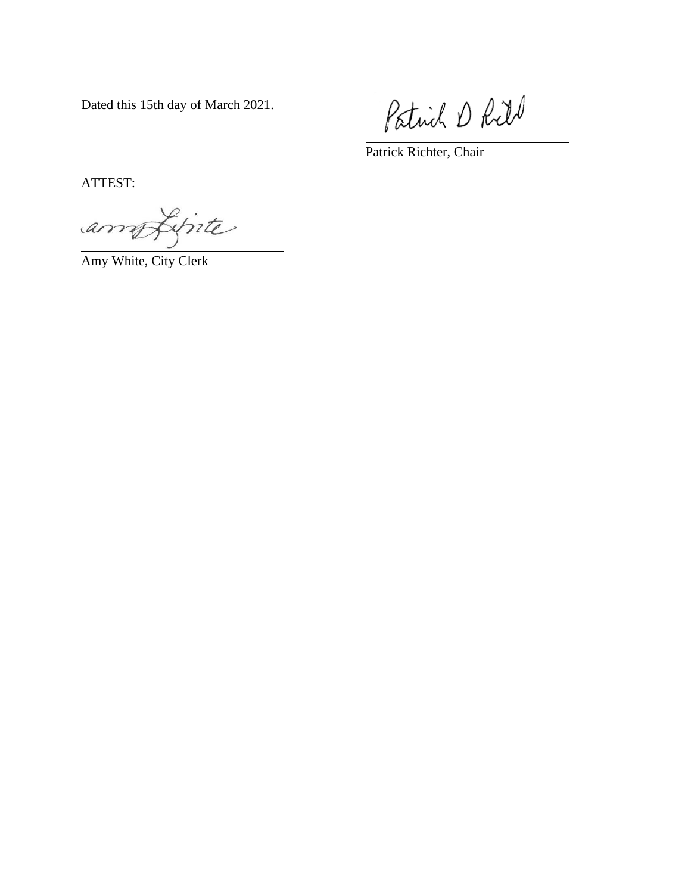Dated this 15th day of March 2021.

Patrick Richter, Chair

ATTEST:

Amy White, City Clerk